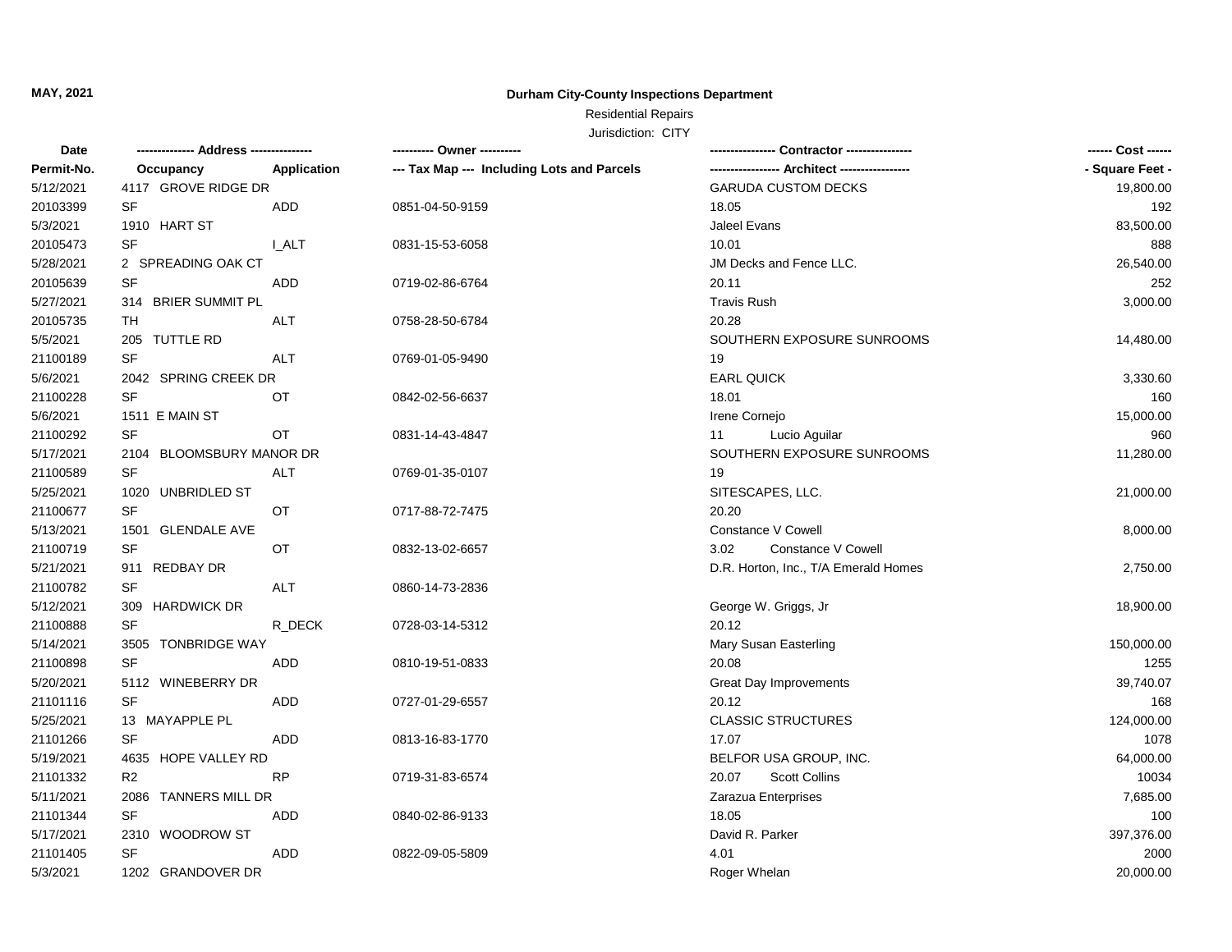MAY, 2021

**Durham City-County Inspections Department**

Residential Repairs

Jurisdiction: CITY

| Date | -------------- Address --------------- | | ---------- Owner ---------- | ---------------- Contractor ---------------- | ------ Cost ------ |
|---|---|---|---|---|---|
| Permit-No. | Occupancy | Application | --- Tax Map --- Including Lots and Parcels | ----------------- Architect ----------------- | - Square Feet - |
| 5/12/2021 | 4117 GROVE RIDGE DR | | | GARUDA CUSTOM DECKS | 19,800.00 |
| 20103399 | SF | ADD | 0851-04-50-9159 | 18.05 | 192 |
| 5/3/2021 | 1910 HART ST | | | Jaleel Evans | 83,500.00 |
| 20105473 | SF | I_ALT | 0831-15-53-6058 | 10.01 | 888 |
| 5/28/2021 | 2 SPREADING OAK CT | | | JM Decks and Fence LLC. | 26,540.00 |
| 20105639 | SF | ADD | 0719-02-86-6764 | 20.11 | 252 |
| 5/27/2021 | 314 BRIER SUMMIT PL | | | Travis Rush | 3,000.00 |
| 20105735 | TH | ALT | 0758-28-50-6784 | 20.28 | |
| 5/5/2021 | 205 TUTTLE RD | | | SOUTHERN EXPOSURE SUNROOMS | 14,480.00 |
| 21100189 | SF | ALT | 0769-01-05-9490 | 19 | |
| 5/6/2021 | 2042 SPRING CREEK DR | | | EARL QUICK | 3,330.60 |
| 21100228 | SF | OT | 0842-02-56-6637 | 18.01 | 160 |
| 5/6/2021 | 1511 E MAIN ST | | | Irene Cornejo | 15,000.00 |
| 21100292 | SF | OT | 0831-14-43-4847 | 11 Lucio Aguilar | 960 |
| 5/17/2021 | 2104 BLOOMSBURY MANOR DR | | | SOUTHERN EXPOSURE SUNROOMS | 11,280.00 |
| 21100589 | SF | ALT | 0769-01-35-0107 | 19 | |
| 5/25/2021 | 1020 UNBRIDLED ST | | | SITESCAPES, LLC. | 21,000.00 |
| 21100677 | SF | OT | 0717-88-72-7475 | 20.20 | |
| 5/13/2021 | 1501 GLENDALE AVE | | | Constance V Cowell | 8,000.00 |
| 21100719 | SF | OT | 0832-13-02-6657 | 3.02 Constance V Cowell | |
| 5/21/2021 | 911 REDBAY DR | | | D.R. Horton, Inc., T/A Emerald Homes | 2,750.00 |
| 21100782 | SF | ALT | 0860-14-73-2836 | | |
| 5/12/2021 | 309 HARDWICK DR | | | George W. Griggs, Jr | 18,900.00 |
| 21100888 | SF | R_DECK | 0728-03-14-5312 | 20.12 | |
| 5/14/2021 | 3505 TONBRIDGE WAY | | | Mary Susan Easterling | 150,000.00 |
| 21100898 | SF | ADD | 0810-19-51-0833 | 20.08 | 1255 |
| 5/20/2021 | 5112 WINEBERRY DR | | | Great Day Improvements | 39,740.07 |
| 21101116 | SF | ADD | 0727-01-29-6557 | 20.12 | 168 |
| 5/25/2021 | 13 MAYAPPLE PL | | | CLASSIC STRUCTURES | 124,000.00 |
| 21101266 | SF | ADD | 0813-16-83-1770 | 17.07 | 1078 |
| 5/19/2021 | 4635 HOPE VALLEY RD | | | BELFOR USA GROUP, INC. | 64,000.00 |
| 21101332 | R2 | RP | 0719-31-83-6574 | 20.07 Scott Collins | 10034 |
| 5/11/2021 | 2086 TANNERS MILL DR | | | Zarazua Enterprises | 7,685.00 |
| 21101344 | SF | ADD | 0840-02-86-9133 | 18.05 | 100 |
| 5/17/2021 | 2310 WOODROW ST | | | David R. Parker | 397,376.00 |
| 21101405 | SF | ADD | 0822-09-05-5809 | 4.01 | 2000 |
| 5/3/2021 | 1202 GRANDOVER DR | | | Roger Whelan | 20,000.00 |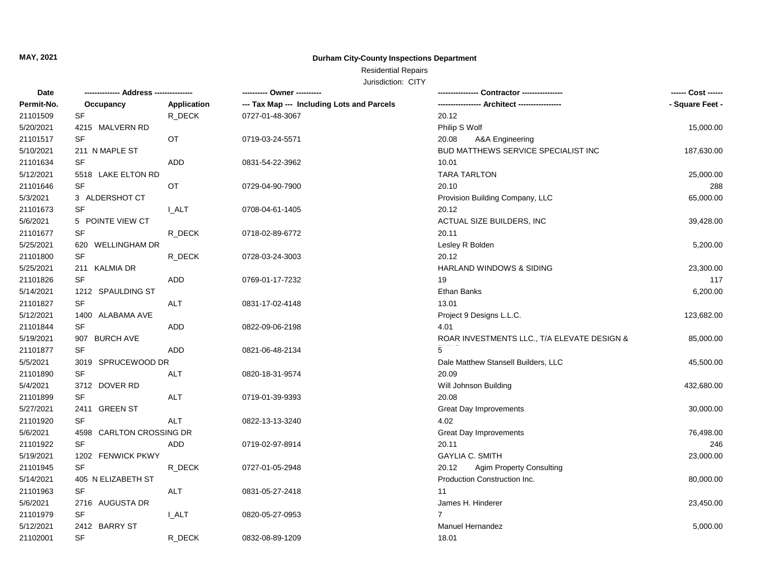**MAY, 2021**

**Durham City-County Inspections Department**

Residential Repairs

Jurisdiction: CITY

| Date / Permit-No. | Address: Occupancy | Application | Owner / Tax Map --- Including Lots and Parcels | Contractor / Architect | Cost / Square Feet |
|---|---|---|---|---|---|
| 21101509 | SF | R_DECK | 0727-01-48-3067 | 20.12 | |
| 5/20/2021 | 4215 MALVERN RD | | | Philip S Wolf | 15,000.00 |
| 21101517 | SF | OT | 0719-03-24-5571 | 20.08 A&A Engineering | |
| 5/10/2021 | 211 N MAPLE ST | | | BUD MATTHEWS SERVICE SPECIALIST INC | 187,630.00 |
| 21101634 | SF | ADD | 0831-54-22-3962 | 10.01 | |
| 5/12/2021 | 5518 LAKE ELTON RD | | | TARA TARLTON | 25,000.00 |
| 21101646 | SF | OT | 0729-04-90-7900 | 20.10 | 288 |
| 5/3/2021 | 3 ALDERSHOT CT | | | Provision Building Company, LLC | 65,000.00 |
| 21101673 | SF | I_ALT | 0708-04-61-1405 | 20.12 | |
| 5/6/2021 | 5 POINTE VIEW CT | | | ACTUAL SIZE BUILDERS, INC | 39,428.00 |
| 21101677 | SF | R_DECK | 0718-02-89-6772 | 20.11 | |
| 5/25/2021 | 620 WELLINGHAM DR | | | Lesley R Bolden | 5,200.00 |
| 21101800 | SF | R_DECK | 0728-03-24-3003 | 20.12 | |
| 5/25/2021 | 211 KALMIA DR | | | HARLAND WINDOWS & SIDING | 23,300.00 |
| 21101826 | SF | ADD | 0769-01-17-7232 | 19 | 117 |
| 5/14/2021 | 1212 SPAULDING ST | | | Ethan Banks | 6,200.00 |
| 21101827 | SF | ALT | 0831-17-02-4148 | 13.01 | |
| 5/12/2021 | 1400 ALABAMA AVE | | | Project 9 Designs L.L.C. | 123,682.00 |
| 21101844 | SF | ADD | 0822-09-06-2198 | 4.01 | |
| 5/19/2021 | 907 BURCH AVE | | | ROAR INVESTMENTS LLC., T/A ELEVATE DESIGN & | 85,000.00 |
| 21101877 | SF | ADD | 0821-06-48-2134 | 5 | |
| 5/5/2021 | 3019 SPRUCEWOOD DR | | | Dale Matthew Stansell Builders, LLC | 45,500.00 |
| 21101890 | SF | ALT | 0820-18-31-9574 | 20.09 | |
| 5/4/2021 | 3712 DOVER RD | | | Will Johnson Building | 432,680.00 |
| 21101899 | SF | ALT | 0719-01-39-9393 | 20.08 | |
| 5/27/2021 | 2411 GREEN ST | | | Great Day Improvements | 30,000.00 |
| 21101920 | SF | ALT | 0822-13-13-3240 | 4.02 | |
| 5/6/2021 | 4598 CARLTON CROSSING DR | | | Great Day Improvements | 76,498.00 |
| 21101922 | SF | ADD | 0719-02-97-8914 | 20.11 | 246 |
| 5/19/2021 | 1202 FENWICK PKWY | | | GAYLIA C. SMITH | 23,000.00 |
| 21101945 | SF | R_DECK | 0727-01-05-2948 | 20.12 Agim Property Consulting | |
| 5/14/2021 | 405 N ELIZABETH ST | | | Production Construction Inc. | 80,000.00 |
| 21101963 | SF | ALT | 0831-05-27-2418 | 11 | |
| 5/6/2021 | 2716 AUGUSTA DR | | | James H. Hinderer | 23,450.00 |
| 21101979 | SF | I_ALT | 0820-05-27-0953 | 7 | |
| 5/12/2021 | 2412 BARRY ST | | | Manuel Hernandez | 5,000.00 |
| 21102001 | SF | R_DECK | 0832-08-89-1209 | 18.01 | |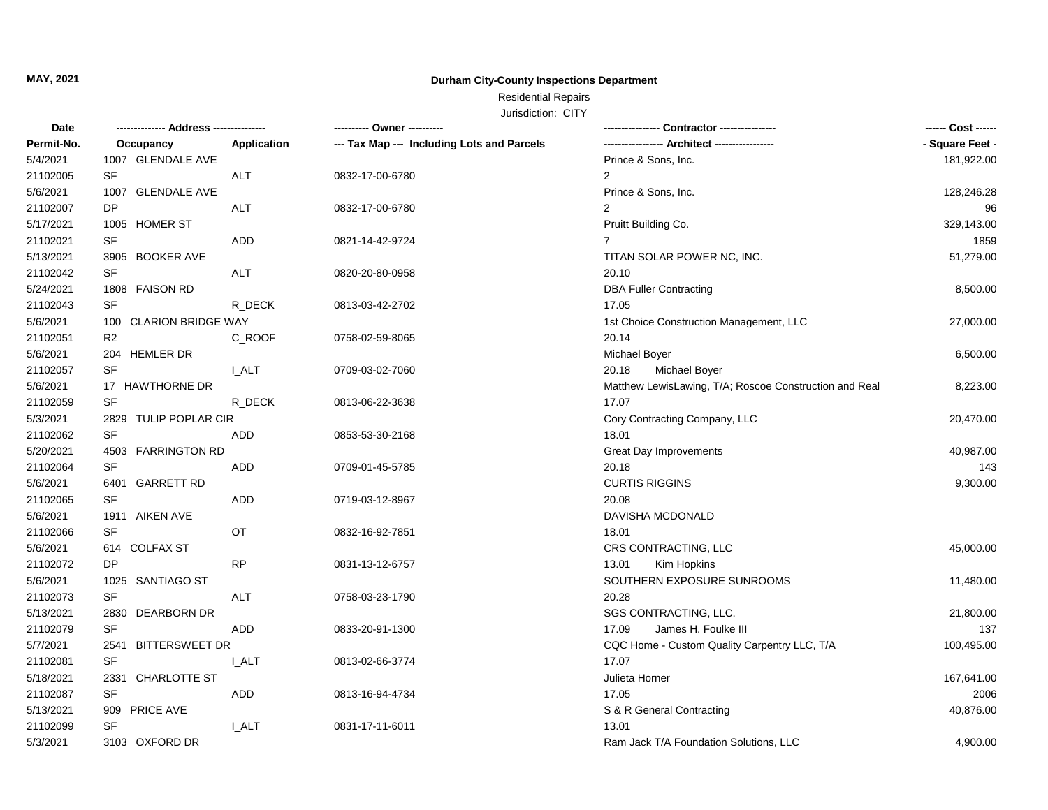**MAY, 2021**

**Durham City-County Inspections Department**

Residential Repairs

Jurisdiction: CITY

| Date | -------------- Address -------------- | | ---------- Owner ---------- | ---------------- Contractor ---------------- | ------ Cost ------ |
|---|---|---|---|---|---|
| Permit-No. | Occupancy | Application | --- Tax Map --- Including Lots and Parcels | ----------------- Architect ----------------- | - Square Feet - |
| 5/4/2021 | 1007 GLENDALE AVE | | | Prince & Sons, Inc. | 181,922.00 |
| 21102005 | SF | ALT | 0832-17-00-6780 | 2 | |
| 5/6/2021 | 1007 GLENDALE AVE | | | Prince & Sons, Inc. | 128,246.28 |
| 21102007 | DP | ALT | 0832-17-00-6780 | 2 | 96 |
| 5/17/2021 | 1005 HOMER ST | | | Pruitt Building Co. | 329,143.00 |
| 21102021 | SF | ADD | 0821-14-42-9724 | 7 | 1859 |
| 5/13/2021 | 3905 BOOKER AVE | | | TITAN SOLAR POWER NC, INC. | 51,279.00 |
| 21102042 | SF | ALT | 0820-20-80-0958 | 20.10 | |
| 5/24/2021 | 1808 FAISON RD | | | DBA Fuller Contracting | 8,500.00 |
| 21102043 | SF | R_DECK | 0813-03-42-2702 | 17.05 | |
| 5/6/2021 | 100 CLARION BRIDGE WAY | | | 1st Choice Construction Management, LLC | 27,000.00 |
| 21102051 | R2 | C_ROOF | 0758-02-59-8065 | 20.14 | |
| 5/6/2021 | 204 HEMLER DR | | | Michael Boyer | 6,500.00 |
| 21102057 | SF | I_ALT | 0709-03-02-7060 | 20.18 Michael Boyer | |
| 5/6/2021 | 17 HAWTHORNE DR | | | Matthew LewisLawing, T/A; Roscoe Construction and Real | 8,223.00 |
| 21102059 | SF | R_DECK | 0813-06-22-3638 | 17.07 | |
| 5/3/2021 | 2829 TULIP POPLAR CIR | | | Cory Contracting Company, LLC | 20,470.00 |
| 21102062 | SF | ADD | 0853-53-30-2168 | 18.01 | |
| 5/20/2021 | 4503 FARRINGTON RD | | | Great Day Improvements | 40,987.00 |
| 21102064 | SF | ADD | 0709-01-45-5785 | 20.18 | 143 |
| 5/6/2021 | 6401 GARRETT RD | | | CURTIS RIGGINS | 9,300.00 |
| 21102065 | SF | ADD | 0719-03-12-8967 | 20.08 | |
| 5/6/2021 | 1911 AIKEN AVE | | | DAVISHA MCDONALD | |
| 21102066 | SF | OT | 0832-16-92-7851 | 18.01 | |
| 5/6/2021 | 614 COLFAX ST | | | CRS CONTRACTING, LLC | 45,000.00 |
| 21102072 | DP | RP | 0831-13-12-6757 | 13.01 Kim Hopkins | |
| 5/6/2021 | 1025 SANTIAGO ST | | | SOUTHERN EXPOSURE SUNROOMS | 11,480.00 |
| 21102073 | SF | ALT | 0758-03-23-1790 | 20.28 | |
| 5/13/2021 | 2830 DEARBORN DR | | | SGS CONTRACTING, LLC. | 21,800.00 |
| 21102079 | SF | ADD | 0833-20-91-1300 | 17.09 James H. Foulke III | 137 |
| 5/7/2021 | 2541 BITTERSWEET DR | | | CQC Home - Custom Quality Carpentry LLC, T/A | 100,495.00 |
| 21102081 | SF | I_ALT | 0813-02-66-3774 | 17.07 | |
| 5/18/2021 | 2331 CHARLOTTE ST | | | Julieta Horner | 167,641.00 |
| 21102087 | SF | ADD | 0813-16-94-4734 | 17.05 | 2006 |
| 5/13/2021 | 909 PRICE AVE | | | S & R General Contracting | 40,876.00 |
| 21102099 | SF | I_ALT | 0831-17-11-6011 | 13.01 | |
| 5/3/2021 | 3103 OXFORD DR | | | Ram Jack T/A Foundation Solutions, LLC | 4,900.00 |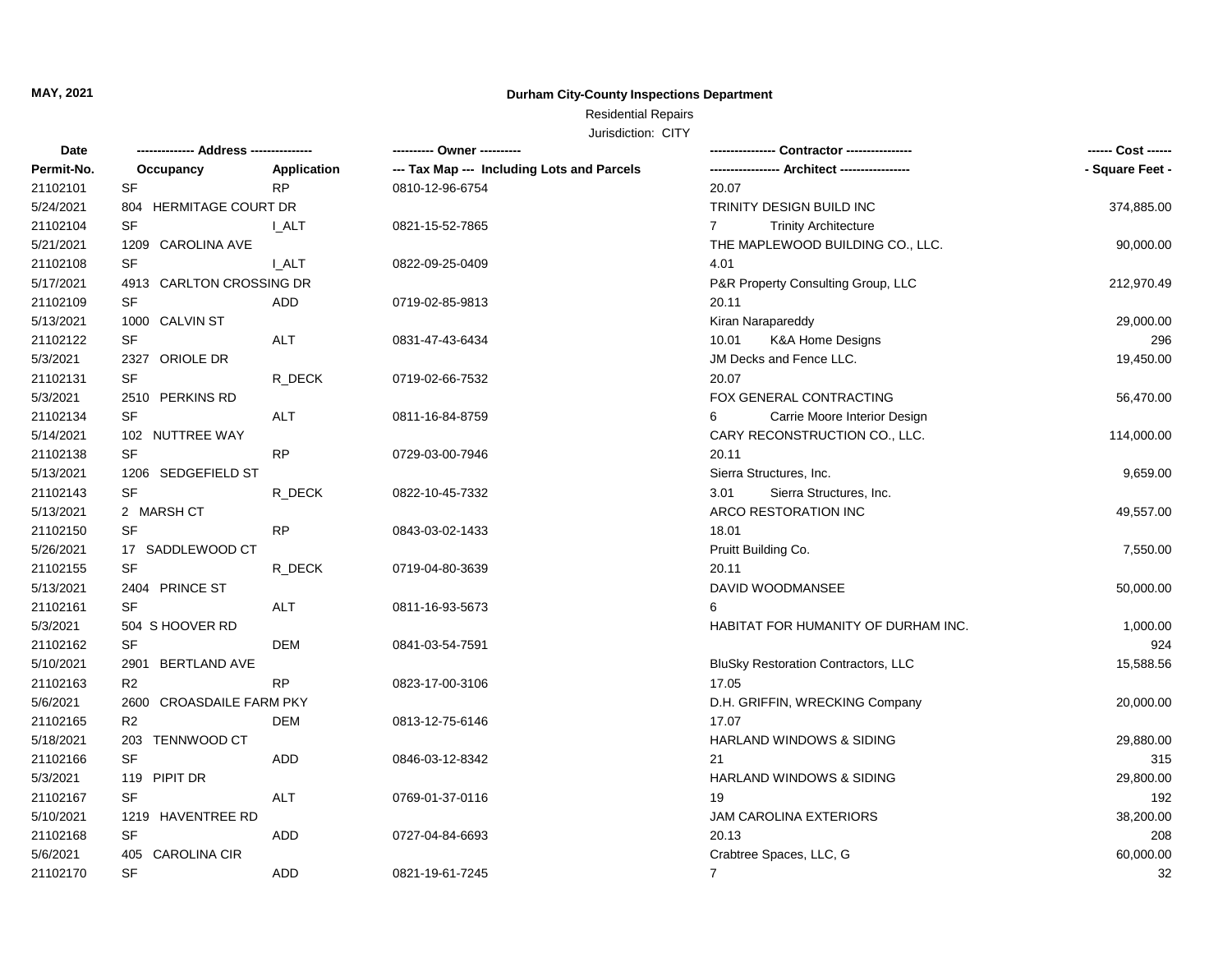MAY, 2021

# Durham City-County Inspections Department

Residential Repairs

Jurisdiction: CITY

| Date | ------------- Address -------------- | | ---------- Owner ---------- | ---------------- Contractor ---------------- | ------ Cost ------ |
|---|---|---|---|---|---|
| Permit-No. | Occupancy | Application | --- Tax Map --- Including Lots and Parcels | ----------------- Architect ----------------- | - Square Feet - |
| 21102101 | SF | RP | 0810-12-96-6754 | 20.07 | |
| 5/24/2021 | 804 HERMITAGE COURT DR | | | TRINITY DESIGN BUILD INC | 374,885.00 |
| 21102104 | SF | I_ALT | 0821-15-52-7865 | 7 Trinity Architecture | |
| 5/21/2021 | 1209 CAROLINA AVE | | | THE MAPLEWOOD BUILDING CO., LLC. | 90,000.00 |
| 21102108 | SF | I_ALT | 0822-09-25-0409 | 4.01 | |
| 5/17/2021 | 4913 CARLTON CROSSING DR | | | P&R Property Consulting Group, LLC | 212,970.49 |
| 21102109 | SF | ADD | 0719-02-85-9813 | 20.11 | |
| 5/13/2021 | 1000 CALVIN ST | | | Kiran Narapareddy | 29,000.00 |
| 21102122 | SF | ALT | 0831-47-43-6434 | 10.01 K&A Home Designs | 296 |
| 5/3/2021 | 2327 ORIOLE DR | | | JM Decks and Fence LLC. | 19,450.00 |
| 21102131 | SF | R_DECK | 0719-02-66-7532 | 20.07 | |
| 5/3/2021 | 2510 PERKINS RD | | | FOX GENERAL CONTRACTING | 56,470.00 |
| 21102134 | SF | ALT | 0811-16-84-8759 | 6 Carrie Moore Interior Design | |
| 5/14/2021 | 102 NUTTREE WAY | | | CARY RECONSTRUCTION CO., LLC. | 114,000.00 |
| 21102138 | SF | RP | 0729-03-00-7946 | 20.11 | |
| 5/13/2021 | 1206 SEDGEFIELD ST | | | Sierra Structures, Inc. | 9,659.00 |
| 21102143 | SF | R_DECK | 0822-10-45-7332 | 3.01 Sierra Structures, Inc. | |
| 5/13/2021 | 2 MARSH CT | | | ARCO RESTORATION INC | 49,557.00 |
| 21102150 | SF | RP | 0843-03-02-1433 | 18.01 | |
| 5/26/2021 | 17 SADDLEWOOD CT | | | Pruitt Building Co. | 7,550.00 |
| 21102155 | SF | R_DECK | 0719-04-80-3639 | 20.11 | |
| 5/13/2021 | 2404 PRINCE ST | | | DAVID WOODMANSEE | 50,000.00 |
| 21102161 | SF | ALT | 0811-16-93-5673 | 6 | |
| 5/3/2021 | 504 S HOOVER RD | | | HABITAT FOR HUMANITY OF DURHAM INC. | 1,000.00 |
| 21102162 | SF | DEM | 0841-03-54-7591 | | 924 |
| 5/10/2021 | 2901 BERTLAND AVE | | | BluSky Restoration Contractors, LLC | 15,588.56 |
| 21102163 | R2 | RP | 0823-17-00-3106 | 17.05 | |
| 5/6/2021 | 2600 CROASDAILE FARM PKY | | | D.H. GRIFFIN, WRECKING Company | 20,000.00 |
| 21102165 | R2 | DEM | 0813-12-75-6146 | 17.07 | |
| 5/18/2021 | 203 TENNWOOD CT | | | HARLAND WINDOWS & SIDING | 29,880.00 |
| 21102166 | SF | ADD | 0846-03-12-8342 | 21 | 315 |
| 5/3/2021 | 119 PIPIT DR | | | HARLAND WINDOWS & SIDING | 29,800.00 |
| 21102167 | SF | ALT | 0769-01-37-0116 | 19 | 192 |
| 5/10/2021 | 1219 HAVENTREE RD | | | JAM CAROLINA EXTERIORS | 38,200.00 |
| 21102168 | SF | ADD | 0727-04-84-6693 | 20.13 | 208 |
| 5/6/2021 | 405 CAROLINA CIR | | | Crabtree Spaces, LLC, G | 60,000.00 |
| 21102170 | SF | ADD | 0821-19-61-7245 | 7 | 32 |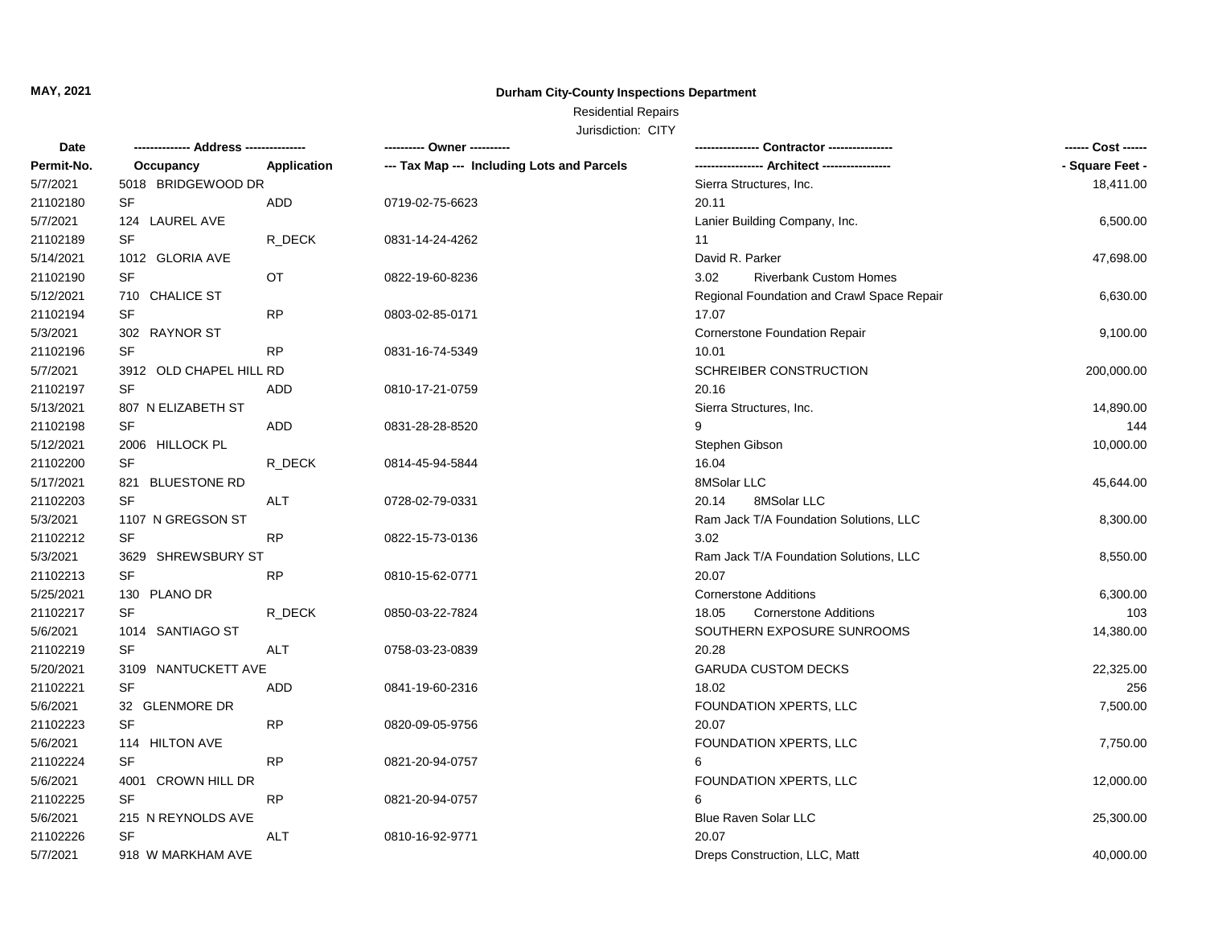**MAY, 2021**

# Durham City-County Inspections Department

Residential Repairs

Jurisdiction: CITY

| Date / Permit-No. | Address / Occupancy | Application | Owner / Tax Map --- Including Lots and Parcels | Contractor / Architect | Cost / Square Feet |
|---|---|---|---|---|---|
| 5/7/2021 | 5018 BRIDGEWOOD DR | | | Sierra Structures, Inc. | 18,411.00 |
| 21102180 | SF | ADD | 0719-02-75-6623 | 20.11 | |
| 5/7/2021 | 124 LAUREL AVE | | | Lanier Building Company, Inc. | 6,500.00 |
| 21102189 | SF | R_DECK | 0831-14-24-4262 | 11 | |
| 5/14/2021 | 1012 GLORIA AVE | | | David R. Parker | 47,698.00 |
| 21102190 | SF | OT | 0822-19-60-8236 | 3.02 Riverbank Custom Homes | |
| 5/12/2021 | 710 CHALICE ST | | | Regional Foundation and Crawl Space Repair | 6,630.00 |
| 21102194 | SF | RP | 0803-02-85-0171 | 17.07 | |
| 5/3/2021 | 302 RAYNOR ST | | | Cornerstone Foundation Repair | 9,100.00 |
| 21102196 | SF | RP | 0831-16-74-5349 | 10.01 | |
| 5/7/2021 | 3912 OLD CHAPEL HILL RD | | | SCHREIBER CONSTRUCTION | 200,000.00 |
| 21102197 | SF | ADD | 0810-17-21-0759 | 20.16 | |
| 5/13/2021 | 807 N ELIZABETH ST | | | Sierra Structures, Inc. | 14,890.00 |
| 21102198 | SF | ADD | 0831-28-28-8520 | 9 | 144 |
| 5/12/2021 | 2006 HILLOCK PL | | | Stephen Gibson | 10,000.00 |
| 21102200 | SF | R_DECK | 0814-45-94-5844 | 16.04 | |
| 5/17/2021 | 821 BLUESTONE RD | | | 8MSolar LLC | 45,644.00 |
| 21102203 | SF | ALT | 0728-02-79-0331 | 20.14 8MSolar LLC | |
| 5/3/2021 | 1107 N GREGSON ST | | | Ram Jack T/A Foundation Solutions, LLC | 8,300.00 |
| 21102212 | SF | RP | 0822-15-73-0136 | 3.02 | |
| 5/3/2021 | 3629 SHREWSBURY ST | | | Ram Jack T/A Foundation Solutions, LLC | 8,550.00 |
| 21102213 | SF | RP | 0810-15-62-0771 | 20.07 | |
| 5/25/2021 | 130 PLANO DR | | | Cornerstone Additions | 6,300.00 |
| 21102217 | SF | R_DECK | 0850-03-22-7824 | 18.05 Cornerstone Additions | 103 |
| 5/6/2021 | 1014 SANTIAGO ST | | | SOUTHERN EXPOSURE SUNROOMS | 14,380.00 |
| 21102219 | SF | ALT | 0758-03-23-0839 | 20.28 | |
| 5/20/2021 | 3109 NANTUCKETT AVE | | | GARUDA CUSTOM DECKS | 22,325.00 |
| 21102221 | SF | ADD | 0841-19-60-2316 | 18.02 | 256 |
| 5/6/2021 | 32 GLENMORE DR | | | FOUNDATION XPERTS, LLC | 7,500.00 |
| 21102223 | SF | RP | 0820-09-05-9756 | 20.07 | |
| 5/6/2021 | 114 HILTON AVE | | | FOUNDATION XPERTS, LLC | 7,750.00 |
| 21102224 | SF | RP | 0821-20-94-0757 | 6 | |
| 5/6/2021 | 4001 CROWN HILL DR | | | FOUNDATION XPERTS, LLC | 12,000.00 |
| 21102225 | SF | RP | 0821-20-94-0757 | 6 | |
| 5/6/2021 | 215 N REYNOLDS AVE | | | Blue Raven Solar LLC | 25,300.00 |
| 21102226 | SF | ALT | 0810-16-92-9771 | 20.07 | |
| 5/7/2021 | 918 W MARKHAM AVE | | | Dreps Construction, LLC, Matt | 40,000.00 |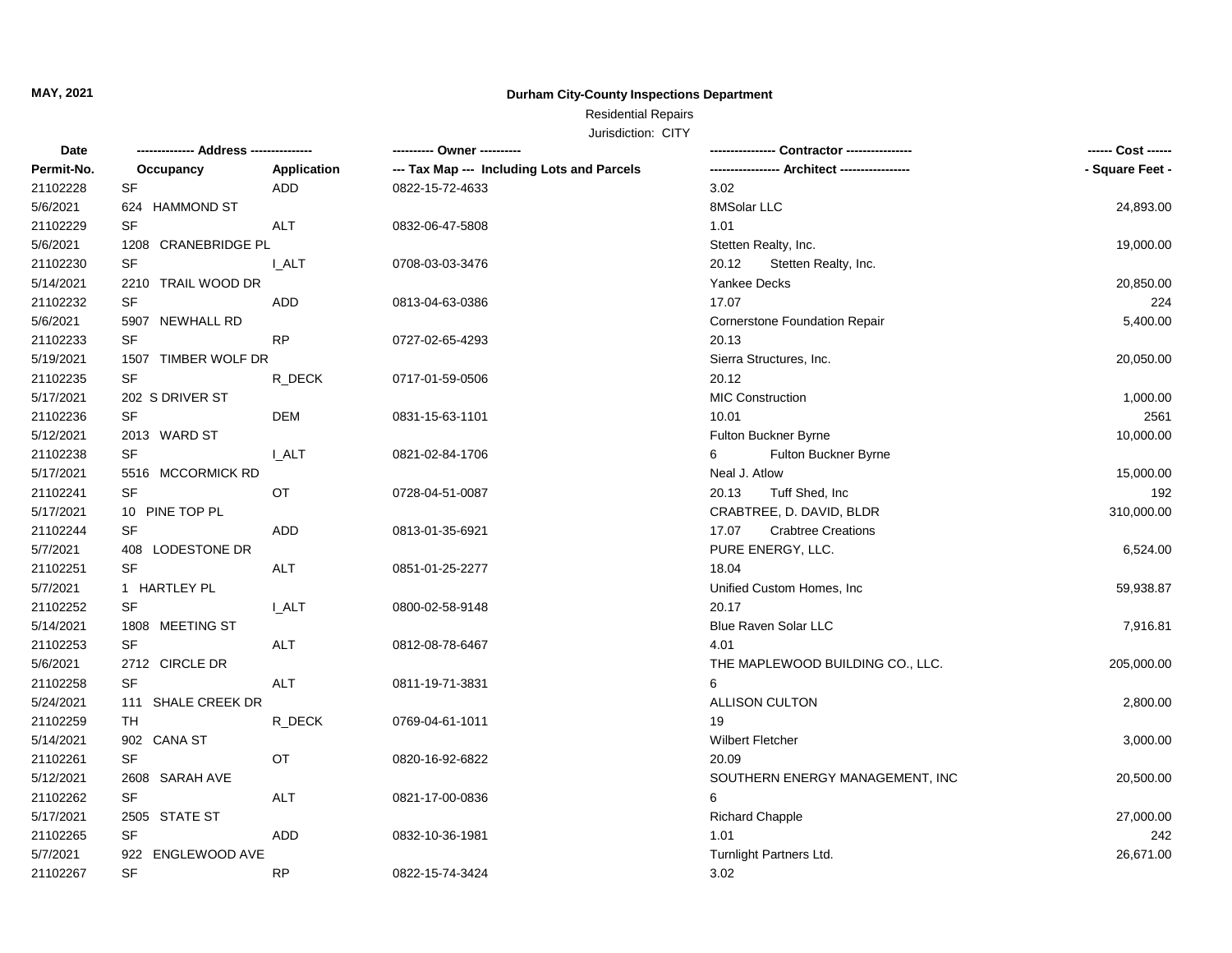**MAY, 2021**

## Durham City-County Inspections Department

Residential Repairs

Jurisdiction: CITY

| Date | -------------- Address -------------- | | ---------- Owner ---------- | ---------------- Contractor ---------------- | ------ Cost ------ |
|---|---|---|---|---|---|
| Permit-No. | Occupancy | Application | --- Tax Map --- Including Lots and Parcels | ----------------- Architect ----------------- | - Square Feet - |
| 21102228 | SF | ADD | 0822-15-72-4633 | 3.02 | |
| 5/6/2021 | 624 HAMMOND ST | | | 8MSolar LLC | 24,893.00 |
| 21102229 | SF | ALT | 0832-06-47-5808 | 1.01 | |
| 5/6/2021 | 1208 CRANEBRIDGE PL | | | Stetten Realty, Inc. | 19,000.00 |
| 21102230 | SF | I_ALT | 0708-03-03-3476 | 20.12 Stetten Realty, Inc. | |
| 5/14/2021 | 2210 TRAIL WOOD DR | | | Yankee Decks | 20,850.00 |
| 21102232 | SF | ADD | 0813-04-63-0386 | 17.07 | 224 |
| 5/6/2021 | 5907 NEWHALL RD | | | Cornerstone Foundation Repair | 5,400.00 |
| 21102233 | SF | RP | 0727-02-65-4293 | 20.13 | |
| 5/19/2021 | 1507 TIMBER WOLF DR | | | Sierra Structures, Inc. | 20,050.00 |
| 21102235 | SF | R_DECK | 0717-01-59-0506 | 20.12 | |
| 5/17/2021 | 202 S DRIVER ST | | | MIC Construction | 1,000.00 |
| 21102236 | SF | DEM | 0831-15-63-1101 | 10.01 | 2561 |
| 5/12/2021 | 2013 WARD ST | | | Fulton Buckner Byrne | 10,000.00 |
| 21102238 | SF | I_ALT | 0821-02-84-1706 | 6 Fulton Buckner Byrne | |
| 5/17/2021 | 5516 MCCORMICK RD | | | Neal J. Atlow | 15,000.00 |
| 21102241 | SF | OT | 0728-04-51-0087 | 20.13 Tuff Shed, Inc | 192 |
| 5/17/2021 | 10 PINE TOP PL | | | CRABTREE, D. DAVID, BLDR | 310,000.00 |
| 21102244 | SF | ADD | 0813-01-35-6921 | 17.07 Crabtree Creations | |
| 5/7/2021 | 408 LODESTONE DR | | | PURE ENERGY, LLC. | 6,524.00 |
| 21102251 | SF | ALT | 0851-01-25-2277 | 18.04 | |
| 5/7/2021 | 1 HARTLEY PL | | | Unified Custom Homes, Inc | 59,938.87 |
| 21102252 | SF | I_ALT | 0800-02-58-9148 | 20.17 | |
| 5/14/2021 | 1808 MEETING ST | | | Blue Raven Solar LLC | 7,916.81 |
| 21102253 | SF | ALT | 0812-08-78-6467 | 4.01 | |
| 5/6/2021 | 2712 CIRCLE DR | | | THE MAPLEWOOD BUILDING CO., LLC. | 205,000.00 |
| 21102258 | SF | ALT | 0811-19-71-3831 | 6 | |
| 5/24/2021 | 111 SHALE CREEK DR | | | ALLISON CULTON | 2,800.00 |
| 21102259 | TH | R_DECK | 0769-04-61-1011 | 19 | |
| 5/14/2021 | 902 CANA ST | | | Wilbert Fletcher | 3,000.00 |
| 21102261 | SF | OT | 0820-16-92-6822 | 20.09 | |
| 5/12/2021 | 2608 SARAH AVE | | | SOUTHERN ENERGY MANAGEMENT, INC | 20,500.00 |
| 21102262 | SF | ALT | 0821-17-00-0836 | 6 | |
| 5/17/2021 | 2505 STATE ST | | | Richard Chapple | 27,000.00 |
| 21102265 | SF | ADD | 0832-10-36-1981 | 1.01 | 242 |
| 5/7/2021 | 922 ENGLEWOOD AVE | | | Turnlight Partners Ltd. | 26,671.00 |
| 21102267 | SF | RP | 0822-15-74-3424 | 3.02 | |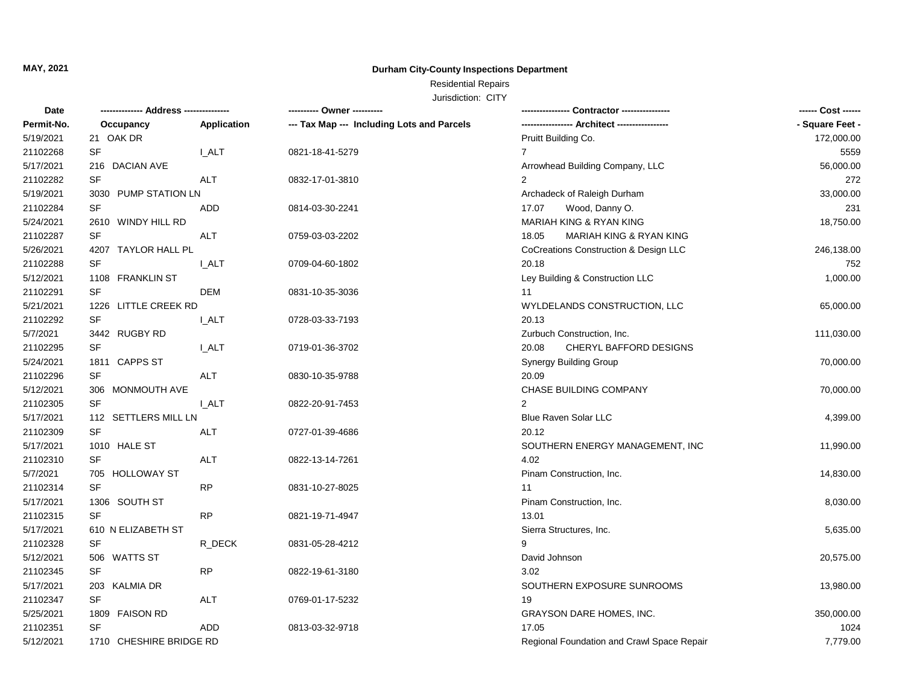**MAY, 2021**

**Durham City-County Inspections Department**

Residential Repairs

Jurisdiction: CITY

| Date | -------------- Address --------------- | | ---------- Owner ---------- | ---------------- Contractor ---------------- | ------ Cost ------ |
|---|---|---|---|---|---|
| Permit-No. | Occupancy | Application | --- Tax Map --- Including Lots and Parcels | ----------------- Architect ----------------- | - Square Feet - |
| 5/19/2021 | 21 OAK DR | | | Pruitt Building Co. | 172,000.00 |
| 21102268 | SF | I_ALT | 0821-18-41-5279 | 7 | 5559 |
| 5/17/2021 | 216 DACIAN AVE | | | Arrowhead Building Company, LLC | 56,000.00 |
| 21102282 | SF | ALT | 0832-17-01-3810 | 2 | 272 |
| 5/19/2021 | 3030 PUMP STATION LN | | | Archadeck of Raleigh Durham | 33,000.00 |
| 21102284 | SF | ADD | 0814-03-30-2241 | 17.07 Wood, Danny O. | 231 |
| 5/24/2021 | 2610 WINDY HILL RD | | | MARIAH KING & RYAN KING | 18,750.00 |
| 21102287 | SF | ALT | 0759-03-03-2202 | 18.05 MARIAH KING & RYAN KING | |
| 5/26/2021 | 4207 TAYLOR HALL PL | | | CoCreations Construction & Design LLC | 246,138.00 |
| 21102288 | SF | I_ALT | 0709-04-60-1802 | 20.18 | 752 |
| 5/12/2021 | 1108 FRANKLIN ST | | | Ley Building & Construction LLC | 1,000.00 |
| 21102291 | SF | DEM | 0831-10-35-3036 | 11 | |
| 5/21/2021 | 1226 LITTLE CREEK RD | | | WYLDELANDS CONSTRUCTION, LLC | 65,000.00 |
| 21102292 | SF | I_ALT | 0728-03-33-7193 | 20.13 | |
| 5/7/2021 | 3442 RUGBY RD | | | Zurbuch Construction, Inc. | 111,030.00 |
| 21102295 | SF | I_ALT | 0719-01-36-3702 | 20.08 CHERYL BAFFORD DESIGNS | |
| 5/24/2021 | 1811 CAPPS ST | | | Synergy Building Group | 70,000.00 |
| 21102296 | SF | ALT | 0830-10-35-9788 | 20.09 | |
| 5/12/2021 | 306 MONMOUTH AVE | | | CHASE BUILDING COMPANY | 70,000.00 |
| 21102305 | SF | I_ALT | 0822-20-91-7453 | 2 | |
| 5/17/2021 | 112 SETTLERS MILL LN | | | Blue Raven Solar LLC | 4,399.00 |
| 21102309 | SF | ALT | 0727-01-39-4686 | 20.12 | |
| 5/17/2021 | 1010 HALE ST | | | SOUTHERN ENERGY MANAGEMENT, INC | 11,990.00 |
| 21102310 | SF | ALT | 0822-13-14-7261 | 4.02 | |
| 5/7/2021 | 705 HOLLOWAY ST | | | Pinam Construction, Inc. | 14,830.00 |
| 21102314 | SF | RP | 0831-10-27-8025 | 11 | |
| 5/17/2021 | 1306 SOUTH ST | | | Pinam Construction, Inc. | 8,030.00 |
| 21102315 | SF | RP | 0821-19-71-4947 | 13.01 | |
| 5/17/2021 | 610 N ELIZABETH ST | | | Sierra Structures, Inc. | 5,635.00 |
| 21102328 | SF | R_DECK | 0831-05-28-4212 | 9 | |
| 5/12/2021 | 506 WATTS ST | | | David Johnson | 20,575.00 |
| 21102345 | SF | RP | 0822-19-61-3180 | 3.02 | |
| 5/17/2021 | 203 KALMIA DR | | | SOUTHERN EXPOSURE SUNROOMS | 13,980.00 |
| 21102347 | SF | ALT | 0769-01-17-5232 | 19 | |
| 5/25/2021 | 1809 FAISON RD | | | GRAYSON DARE HOMES, INC. | 350,000.00 |
| 21102351 | SF | ADD | 0813-03-32-9718 | 17.05 | 1024 |
| 5/12/2021 | 1710 CHESHIRE BRIDGE RD | | | Regional Foundation and Crawl Space Repair | 7,779.00 |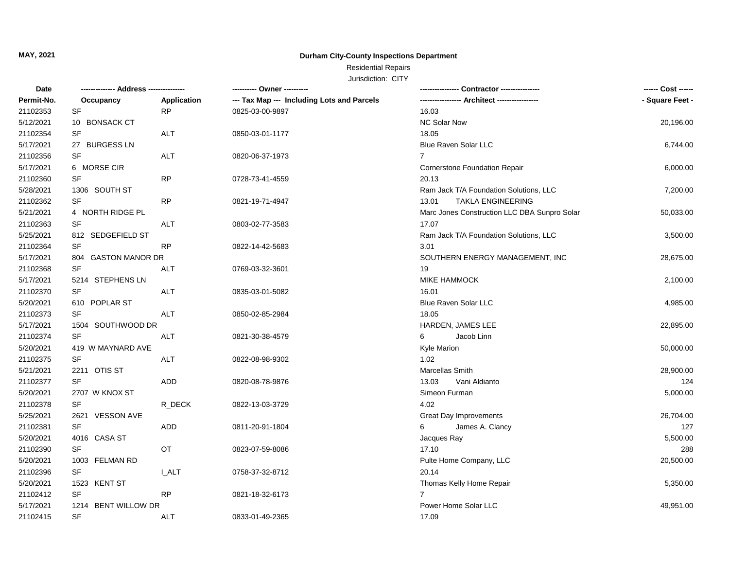**MAY, 2021**

**Durham City-County Inspections Department**

Residential Repairs

Jurisdiction: CITY

| Date | -------------- Address -------------- | | ---------- Owner ---------- | ---------------- Contractor ---------------- | ------ Cost ------ |
|---|---|---|---|---|---|
| Permit-No. | Occupancy | Application | --- Tax Map --- Including Lots and Parcels | ----------------- Architect ----------------- | - Square Feet - |
| 21102353 | SF | RP | 0825-03-00-9897 | 16.03 | |
| 5/12/2021 | 10 BONSACK CT | | | NC Solar Now | 20,196.00 |
| 21102354 | SF | ALT | 0850-03-01-1177 | 18.05 | |
| 5/17/2021 | 27 BURGESS LN | | | Blue Raven Solar LLC | 6,744.00 |
| 21102356 | SF | ALT | 0820-06-37-1973 | 7 | |
| 5/17/2021 | 6 MORSE CIR | | | Cornerstone Foundation Repair | 6,000.00 |
| 21102360 | SF | RP | 0728-73-41-4559 | 20.13 | |
| 5/28/2021 | 1306 SOUTH ST | | | Ram Jack T/A Foundation Solutions, LLC | 7,200.00 |
| 21102362 | SF | RP | 0821-19-71-4947 | 13.01 TAKLA ENGINEERING | |
| 5/21/2021 | 4 NORTH RIDGE PL | | | Marc Jones Construction LLC DBA Sunpro Solar | 50,033.00 |
| 21102363 | SF | ALT | 0803-02-77-3583 | 17.07 | |
| 5/25/2021 | 812 SEDGEFIELD ST | | | Ram Jack T/A Foundation Solutions, LLC | 3,500.00 |
| 21102364 | SF | RP | 0822-14-42-5683 | 3.01 | |
| 5/17/2021 | 804 GASTON MANOR DR | | | SOUTHERN ENERGY MANAGEMENT, INC | 28,675.00 |
| 21102368 | SF | ALT | 0769-03-32-3601 | 19 | |
| 5/17/2021 | 5214 STEPHENS LN | | | MIKE HAMMOCK | 2,100.00 |
| 21102370 | SF | ALT | 0835-03-01-5082 | 16.01 | |
| 5/20/2021 | 610 POPLAR ST | | | Blue Raven Solar LLC | 4,985.00 |
| 21102373 | SF | ALT | 0850-02-85-2984 | 18.05 | |
| 5/17/2021 | 1504 SOUTHWOOD DR | | | HARDEN, JAMES LEE | 22,895.00 |
| 21102374 | SF | ALT | 0821-30-38-4579 | 6 Jacob Linn | |
| 5/20/2021 | 419 W MAYNARD AVE | | | Kyle Marion | 50,000.00 |
| 21102375 | SF | ALT | 0822-08-98-9302 | 1.02 | |
| 5/21/2021 | 2211 OTIS ST | | | Marcellas Smith | 28,900.00 |
| 21102377 | SF | ADD | 0820-08-78-9876 | 13.03 Vani Aldianto | 124 |
| 5/20/2021 | 2707 W KNOX ST | | | Simeon Furman | 5,000.00 |
| 21102378 | SF | R_DECK | 0822-13-03-3729 | 4.02 | |
| 5/25/2021 | 2621 VESSON AVE | | | Great Day Improvements | 26,704.00 |
| 21102381 | SF | ADD | 0811-20-91-1804 | 6 James A. Clancy | 127 |
| 5/20/2021 | 4016 CASA ST | | | Jacques Ray | 5,500.00 |
| 21102390 | SF | OT | 0823-07-59-8086 | 17.10 | 288 |
| 5/20/2021 | 1003 FELMAN RD | | | Pulte Home Company, LLC | 20,500.00 |
| 21102396 | SF | I_ALT | 0758-37-32-8712 | 20.14 | |
| 5/20/2021 | 1523 KENT ST | | | Thomas Kelly Home Repair | 5,350.00 |
| 21102412 | SF | RP | 0821-18-32-6173 | 7 | |
| 5/17/2021 | 1214 BENT WILLOW DR | | | Power Home Solar LLC | 49,951.00 |
| 21102415 | SF | ALT | 0833-01-49-2365 | 17.09 | |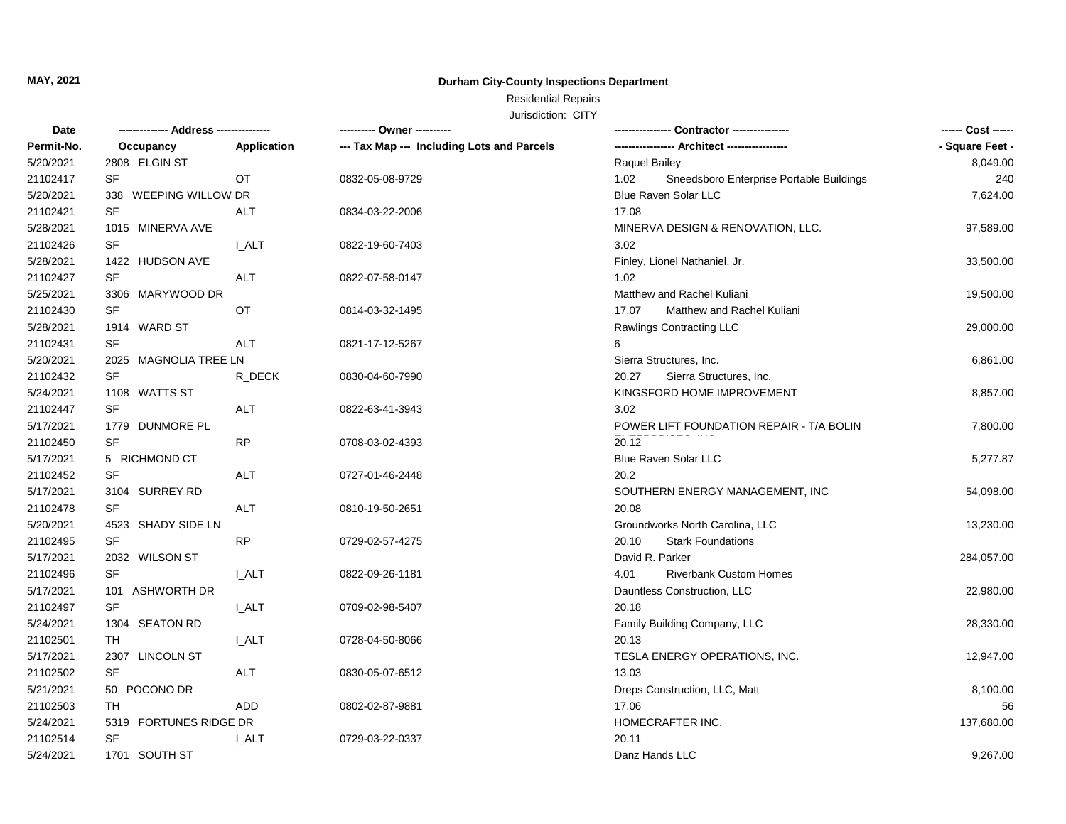**MAY, 2021**

**Durham City-County Inspections Department**

Residential Repairs

Jurisdiction: CITY

| Date | -------------- Address --------------- | | ---------- Owner ---------- | ---------------- Contractor ---------------- | ------ Cost ------ |
|---|---|---|---|---|---|
| Permit-No. | Occupancy | Application | --- Tax Map --- Including Lots and Parcels | ----------------- Architect ----------------- | - Square Feet - |
| 5/20/2021 | 2808 ELGIN ST | | | Raquel Bailey | 8,049.00 |
| 21102417 | SF | OT | 0832-05-08-9729 | 1.02 Sneedsboro Enterprise Portable Buildings | 240 |
| 5/20/2021 | 338 WEEPING WILLOW DR | | | Blue Raven Solar LLC | 7,624.00 |
| 21102421 | SF | ALT | 0834-03-22-2006 | 17.08 | |
| 5/28/2021 | 1015 MINERVA AVE | | | MINERVA DESIGN & RENOVATION, LLC. | 97,589.00 |
| 21102426 | SF | I_ALT | 0822-19-60-7403 | 3.02 | |
| 5/28/2021 | 1422 HUDSON AVE | | | Finley, Lionel Nathaniel, Jr. | 33,500.00 |
| 21102427 | SF | ALT | 0822-07-58-0147 | 1.02 | |
| 5/25/2021 | 3306 MARYWOOD DR | | | Matthew and Rachel Kuliani | 19,500.00 |
| 21102430 | SF | OT | 0814-03-32-1495 | 17.07 Matthew and Rachel Kuliani | |
| 5/28/2021 | 1914 WARD ST | | | Rawlings Contracting LLC | 29,000.00 |
| 21102431 | SF | ALT | 0821-17-12-5267 | 6 | |
| 5/20/2021 | 2025 MAGNOLIA TREE LN | | | Sierra Structures, Inc. | 6,861.00 |
| 21102432 | SF | R_DECK | 0830-04-60-7990 | 20.27 Sierra Structures, Inc. | |
| 5/24/2021 | 1108 WATTS ST | | | KINGSFORD HOME IMPROVEMENT | 8,857.00 |
| 21102447 | SF | ALT | 0822-63-41-3943 | 3.02 | |
| 5/17/2021 | 1779 DUNMORE PL | | | POWER LIFT FOUNDATION REPAIR - T/A BOLIN ENTERPRISES INC | 7,800.00 |
| 21102450 | SF | RP | 0708-03-02-4393 | 20.12 | |
| 5/17/2021 | 5 RICHMOND CT | | | Blue Raven Solar LLC | 5,277.87 |
| 21102452 | SF | ALT | 0727-01-46-2448 | 20.2 | |
| 5/17/2021 | 3104 SURREY RD | | | SOUTHERN ENERGY MANAGEMENT, INC | 54,098.00 |
| 21102478 | SF | ALT | 0810-19-50-2651 | 20.08 | |
| 5/20/2021 | 4523 SHADY SIDE LN | | | Groundworks North Carolina, LLC | 13,230.00 |
| 21102495 | SF | RP | 0729-02-57-4275 | 20.10 Stark Foundations | |
| 5/17/2021 | 2032 WILSON ST | | | David R. Parker | 284,057.00 |
| 21102496 | SF | I_ALT | 0822-09-26-1181 | 4.01 Riverbank Custom Homes | |
| 5/17/2021 | 101 ASHWORTH DR | | | Dauntless Construction, LLC | 22,980.00 |
| 21102497 | SF | I_ALT | 0709-02-98-5407 | 20.18 | |
| 5/24/2021 | 1304 SEATON RD | | | Family Building Company, LLC | 28,330.00 |
| 21102501 | TH | I_ALT | 0728-04-50-8066 | 20.13 | |
| 5/17/2021 | 2307 LINCOLN ST | | | TESLA ENERGY OPERATIONS, INC. | 12,947.00 |
| 21102502 | SF | ALT | 0830-05-07-6512 | 13.03 | |
| 5/21/2021 | 50 POCONO DR | | | Dreps Construction, LLC, Matt | 8,100.00 |
| 21102503 | TH | ADD | 0802-02-87-9881 | 17.06 | 56 |
| 5/24/2021 | 5319 FORTUNES RIDGE DR | | | HOMECRAFTER INC. | 137,680.00 |
| 21102514 | SF | I_ALT | 0729-03-22-0337 | 20.11 | |
| 5/24/2021 | 1701 SOUTH ST | | | Danz Hands LLC | 9,267.00 |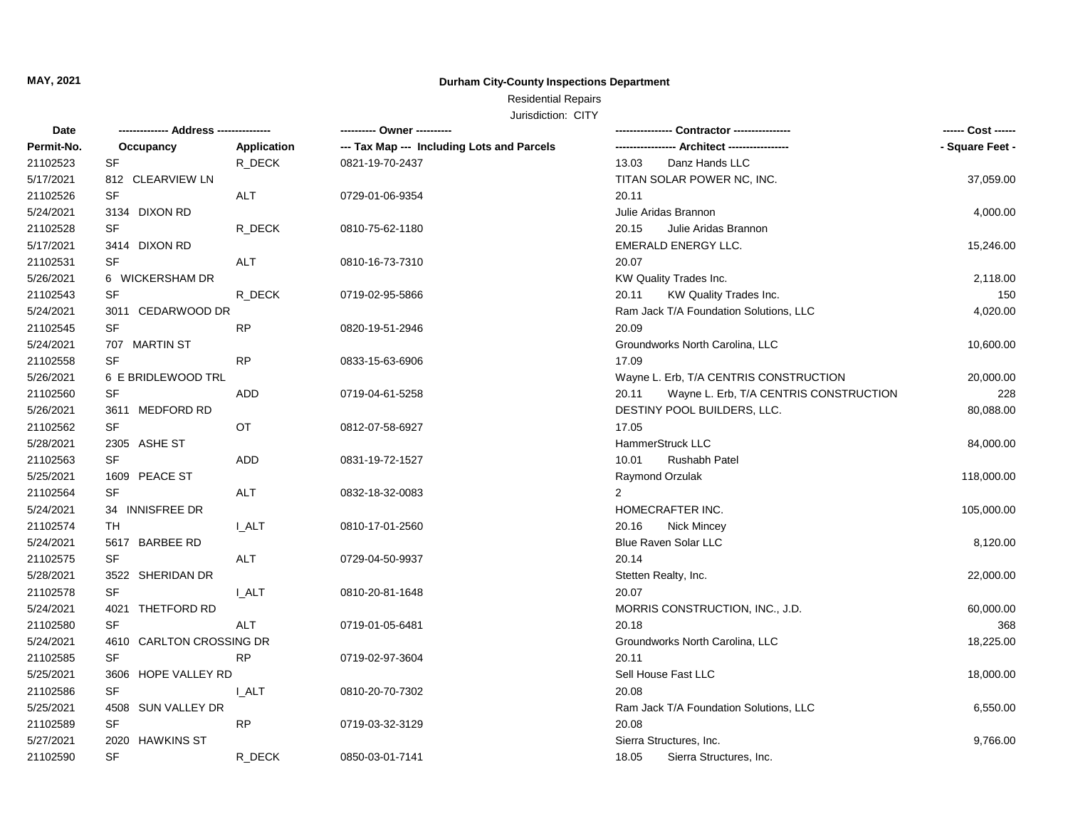**MAY, 2021**

# Durham City-County Inspections Department

Residential Repairs

Jurisdiction: CITY

| Date | -------------- Address -------------- | | ---------- Owner ---------- | ---------------- Contractor ---------------- | ------ Cost ------ |
|---|---|---|---|---|---|
| Permit-No. | Occupancy | Application | --- Tax Map --- Including Lots and Parcels | ----------------- Architect ----------------- | - Square Feet - |
| 21102523 | SF | R_DECK | 0821-19-70-2437 | 13.03 Danz Hands LLC | |
| 5/17/2021 | 812 CLEARVIEW LN | | | TITAN SOLAR POWER NC, INC. | 37,059.00 |
| 21102526 | SF | ALT | 0729-01-06-9354 | 20.11 | |
| 5/24/2021 | 3134 DIXON RD | | | Julie Aridas Brannon | 4,000.00 |
| 21102528 | SF | R_DECK | 0810-75-62-1180 | 20.15 Julie Aridas Brannon | |
| 5/17/2021 | 3414 DIXON RD | | | EMERALD ENERGY LLC. | 15,246.00 |
| 21102531 | SF | ALT | 0810-16-73-7310 | 20.07 | |
| 5/26/2021 | 6 WICKERSHAM DR | | | KW Quality Trades Inc. | 2,118.00 |
| 21102543 | SF | R_DECK | 0719-02-95-5866 | 20.11 KW Quality Trades Inc. | 150 |
| 5/24/2021 | 3011 CEDARWOOD DR | | | Ram Jack T/A Foundation Solutions, LLC | 4,020.00 |
| 21102545 | SF | RP | 0820-19-51-2946 | 20.09 | |
| 5/24/2021 | 707 MARTIN ST | | | Groundworks North Carolina, LLC | 10,600.00 |
| 21102558 | SF | RP | 0833-15-63-6906 | 17.09 | |
| 5/26/2021 | 6 E BRIDLEWOOD TRL | | | Wayne L. Erb, T/A CENTRIS CONSTRUCTION | 20,000.00 |
| 21102560 | SF | ADD | 0719-04-61-5258 | 20.11 Wayne L. Erb, T/A CENTRIS CONSTRUCTION | 228 |
| 5/26/2021 | 3611 MEDFORD RD | | | DESTINY POOL BUILDERS, LLC. | 80,088.00 |
| 21102562 | SF | OT | 0812-07-58-6927 | 17.05 | |
| 5/28/2021 | 2305 ASHE ST | | | HammerStruck LLC | 84,000.00 |
| 21102563 | SF | ADD | 0831-19-72-1527 | 10.01 Rushabh Patel | |
| 5/25/2021 | 1609 PEACE ST | | | Raymond Orzulak | 118,000.00 |
| 21102564 | SF | ALT | 0832-18-32-0083 | 2 | |
| 5/24/2021 | 34 INNISFREE DR | | | HOMECRAFTER INC. | 105,000.00 |
| 21102574 | TH | I_ALT | 0810-17-01-2560 | 20.16 Nick Mincey | |
| 5/24/2021 | 5617 BARBEE RD | | | Blue Raven Solar LLC | 8,120.00 |
| 21102575 | SF | ALT | 0729-04-50-9937 | 20.14 | |
| 5/28/2021 | 3522 SHERIDAN DR | | | Stetten Realty, Inc. | 22,000.00 |
| 21102578 | SF | I_ALT | 0810-20-81-1648 | 20.07 | |
| 5/24/2021 | 4021 THETFORD RD | | | MORRIS CONSTRUCTION, INC., J.D. | 60,000.00 |
| 21102580 | SF | ALT | 0719-01-05-6481 | 20.18 | 368 |
| 5/24/2021 | 4610 CARLTON CROSSING DR | | | Groundworks North Carolina, LLC | 18,225.00 |
| 21102585 | SF | RP | 0719-02-97-3604 | 20.11 | |
| 5/25/2021 | 3606 HOPE VALLEY RD | | | Sell House Fast LLC | 18,000.00 |
| 21102586 | SF | I_ALT | 0810-20-70-7302 | 20.08 | |
| 5/25/2021 | 4508 SUN VALLEY DR | | | Ram Jack T/A Foundation Solutions, LLC | 6,550.00 |
| 21102589 | SF | RP | 0719-03-32-3129 | 20.08 | |
| 5/27/2021 | 2020 HAWKINS ST | | | Sierra Structures, Inc. | 9,766.00 |
| 21102590 | SF | R_DECK | 0850-03-01-7141 | 18.05 Sierra Structures, Inc. | |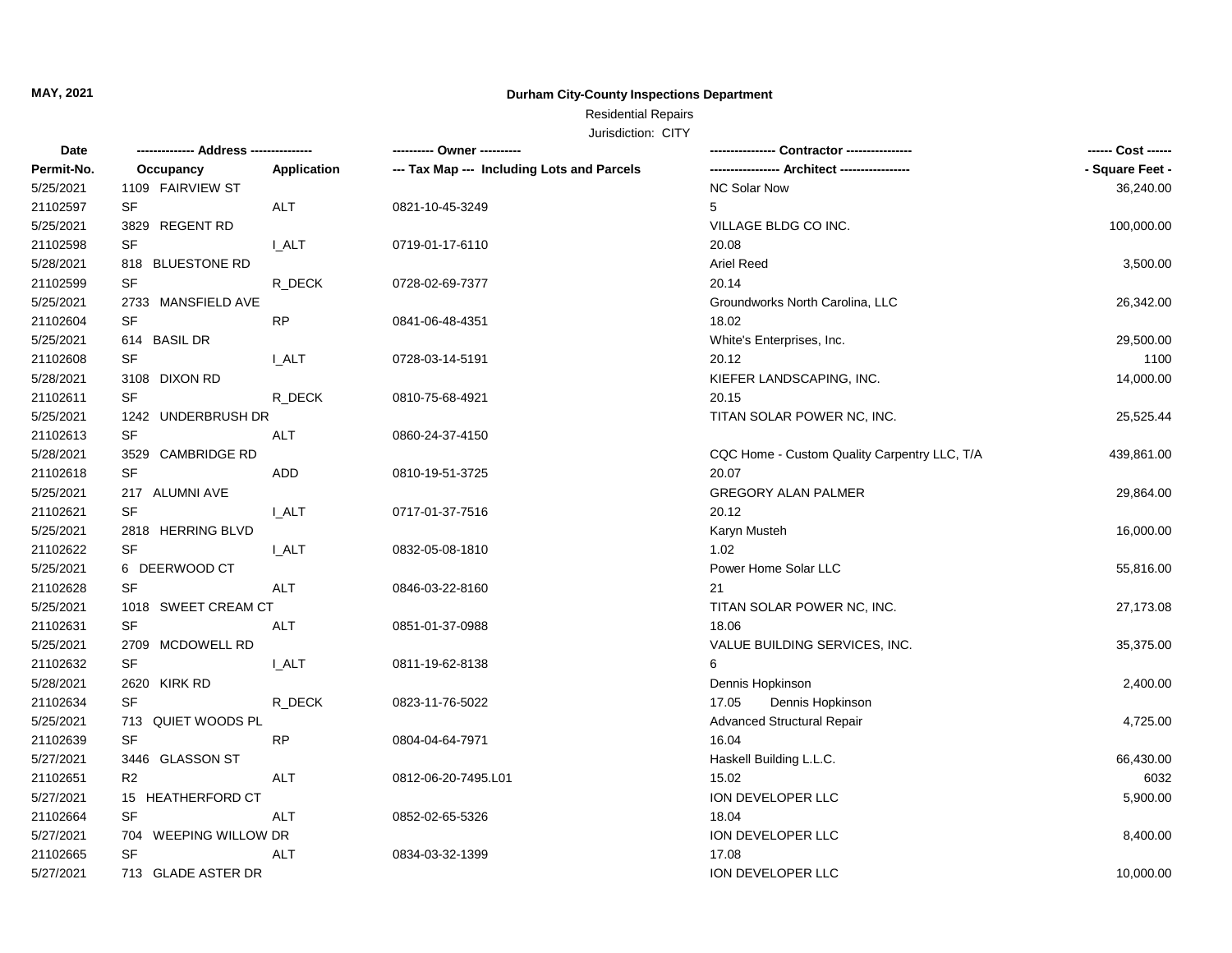**MAY, 2021**

**Durham City-County Inspections Department**

Residential Repairs

Jurisdiction: CITY

| Date | -------------- Address --------------- | | ---------- Owner ---------- | ---------------- Contractor ---------------- | ------ Cost ------ |
|---|---|---|---|---|---|
| Permit-No. | Occupancy | Application | --- Tax Map --- Including Lots and Parcels | ----------------- Architect ----------------- | - Square Feet - |
| 5/25/2021 | 1109 FAIRVIEW ST | | | NC Solar Now | 36,240.00 |
| 21102597 | SF | ALT | 0821-10-45-3249 | 5 | |
| 5/25/2021 | 3829 REGENT RD | | | VILLAGE BLDG CO INC. | 100,000.00 |
| 21102598 | SF | I_ALT | 0719-01-17-6110 | 20.08 | |
| 5/28/2021 | 818 BLUESTONE RD | | | Ariel Reed | 3,500.00 |
| 21102599 | SF | R_DECK | 0728-02-69-7377 | 20.14 | |
| 5/25/2021 | 2733 MANSFIELD AVE | | | Groundworks North Carolina, LLC | 26,342.00 |
| 21102604 | SF | RP | 0841-06-48-4351 | 18.02 | |
| 5/25/2021 | 614 BASIL DR | | | White's Enterprises, Inc. | 29,500.00 |
| 21102608 | SF | I_ALT | 0728-03-14-5191 | 20.12 | 1100 |
| 5/28/2021 | 3108 DIXON RD | | | KIEFER LANDSCAPING, INC. | 14,000.00 |
| 21102611 | SF | R_DECK | 0810-75-68-4921 | 20.15 | |
| 5/25/2021 | 1242 UNDERBRUSH DR | | | TITAN SOLAR POWER NC, INC. | 25,525.44 |
| 21102613 | SF | ALT | 0860-24-37-4150 | | |
| 5/28/2021 | 3529 CAMBRIDGE RD | | | CQC Home - Custom Quality Carpentry LLC, T/A | 439,861.00 |
| 21102618 | SF | ADD | 0810-19-51-3725 | 20.07 | |
| 5/25/2021 | 217 ALUMNI AVE | | | GREGORY ALAN PALMER | 29,864.00 |
| 21102621 | SF | I_ALT | 0717-01-37-7516 | 20.12 | |
| 5/25/2021 | 2818 HERRING BLVD | | | Karyn Musteh | 16,000.00 |
| 21102622 | SF | I_ALT | 0832-05-08-1810 | 1.02 | |
| 5/25/2021 | 6 DEERWOOD CT | | | Power Home Solar LLC | 55,816.00 |
| 21102628 | SF | ALT | 0846-03-22-8160 | 21 | |
| 5/25/2021 | 1018 SWEET CREAM CT | | | TITAN SOLAR POWER NC, INC. | 27,173.08 |
| 21102631 | SF | ALT | 0851-01-37-0988 | 18.06 | |
| 5/25/2021 | 2709 MCDOWELL RD | | | VALUE BUILDING SERVICES, INC. | 35,375.00 |
| 21102632 | SF | I_ALT | 0811-19-62-8138 | 6 | |
| 5/28/2021 | 2620 KIRK RD | | | Dennis Hopkinson | 2,400.00 |
| 21102634 | SF | R_DECK | 0823-11-76-5022 | 17.05 Dennis Hopkinson | |
| 5/25/2021 | 713 QUIET WOODS PL | | | Advanced Structural Repair | 4,725.00 |
| 21102639 | SF | RP | 0804-04-64-7971 | 16.04 | |
| 5/27/2021 | 3446 GLASSON ST | | | Haskell Building L.L.C. | 66,430.00 |
| 21102651 | R2 | ALT | 0812-06-20-7495.L01 | 15.02 | 6032 |
| 5/27/2021 | 15 HEATHERFORD CT | | | ION DEVELOPER LLC | 5,900.00 |
| 21102664 | SF | ALT | 0852-02-65-5326 | 18.04 | |
| 5/27/2021 | 704 WEEPING WILLOW DR | | | ION DEVELOPER LLC | 8,400.00 |
| 21102665 | SF | ALT | 0834-03-32-1399 | 17.08 | |
| 5/27/2021 | 713 GLADE ASTER DR | | | ION DEVELOPER LLC | 10,000.00 |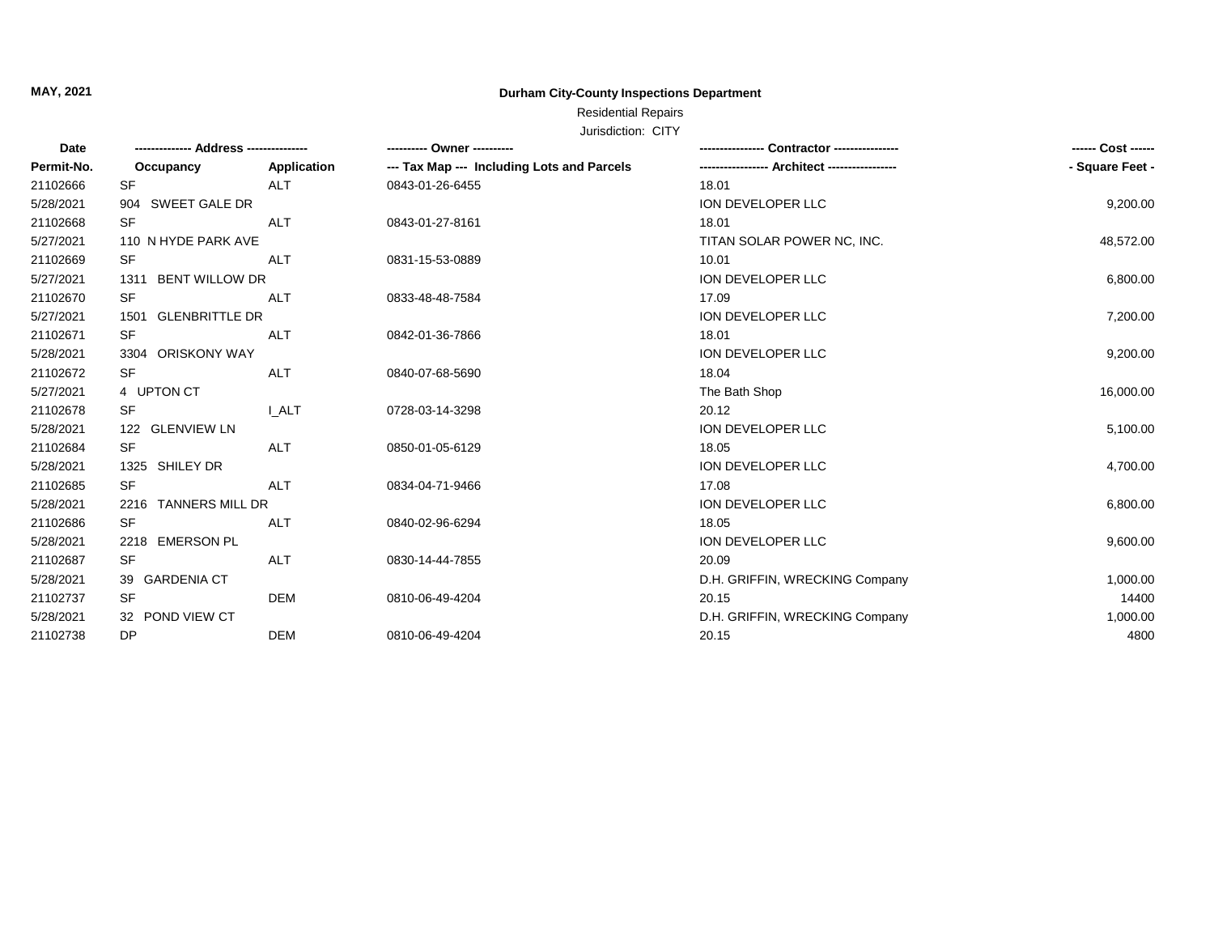**MAY, 2021**

**Durham City-County Inspections Department**

Residential Repairs

Jurisdiction: CITY

| Date / Permit-No. | Address / Occupancy | Application | Owner / Tax Map --- Including Lots and Parcels | Contractor / Architect | Cost / Square Feet |
|---|---|---|---|---|---|
| 21102666 | SF | ALT | 0843-01-26-6455 | 18.01 | |
| 5/28/2021 | 904 SWEET GALE DR | | | ION DEVELOPER LLC | 9,200.00 |
| 21102668 | SF | ALT | 0843-01-27-8161 | 18.01 | |
| 5/27/2021 | 110 N HYDE PARK AVE | | | TITAN SOLAR POWER NC, INC. | 48,572.00 |
| 21102669 | SF | ALT | 0831-15-53-0889 | 10.01 | |
| 5/27/2021 | 1311 BENT WILLOW DR | | | ION DEVELOPER LLC | 6,800.00 |
| 21102670 | SF | ALT | 0833-48-48-7584 | 17.09 | |
| 5/27/2021 | 1501 GLENBRITTLE DR | | | ION DEVELOPER LLC | 7,200.00 |
| 21102671 | SF | ALT | 0842-01-36-7866 | 18.01 | |
| 5/28/2021 | 3304 ORISKONY WAY | | | ION DEVELOPER LLC | 9,200.00 |
| 21102672 | SF | ALT | 0840-07-68-5690 | 18.04 | |
| 5/27/2021 | 4 UPTON CT | | | The Bath Shop | 16,000.00 |
| 21102678 | SF | I_ALT | 0728-03-14-3298 | 20.12 | |
| 5/28/2021 | 122 GLENVIEW LN | | | ION DEVELOPER LLC | 5,100.00 |
| 21102684 | SF | ALT | 0850-01-05-6129 | 18.05 | |
| 5/28/2021 | 1325 SHILEY DR | | | ION DEVELOPER LLC | 4,700.00 |
| 21102685 | SF | ALT | 0834-04-71-9466 | 17.08 | |
| 5/28/2021 | 2216 TANNERS MILL DR | | | ION DEVELOPER LLC | 6,800.00 |
| 21102686 | SF | ALT | 0840-02-96-6294 | 18.05 | |
| 5/28/2021 | 2218 EMERSON PL | | | ION DEVELOPER LLC | 9,600.00 |
| 21102687 | SF | ALT | 0830-14-44-7855 | 20.09 | |
| 5/28/2021 | 39 GARDENIA CT | | | D.H. GRIFFIN, WRECKING Company | 1,000.00 |
| 21102737 | SF | DEM | 0810-06-49-4204 | 20.15 | 14400 |
| 5/28/2021 | 32 POND VIEW CT | | | D.H. GRIFFIN, WRECKING Company | 1,000.00 |
| 21102738 | DP | DEM | 0810-06-49-4204 | 20.15 | 4800 |